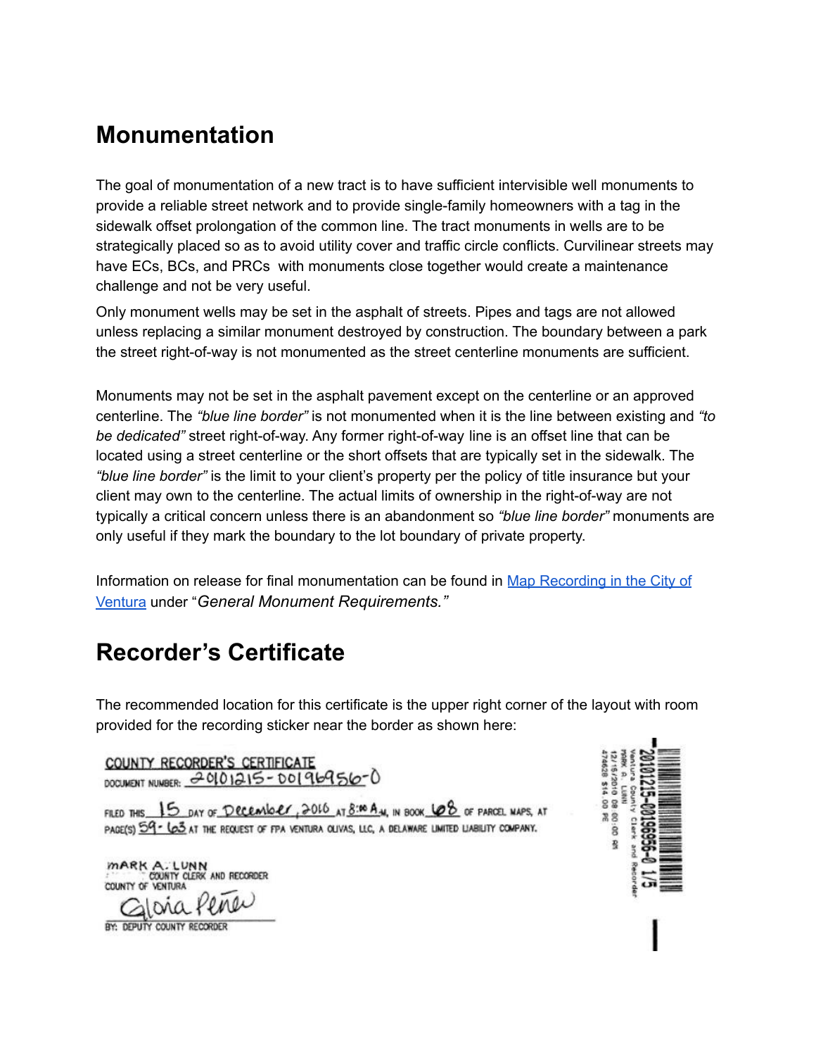## Monumentation

The goal of monumentation of a new tract is to have sufficient intervisible well monuments to provide a reliable street network and to provide single-family homeowners with a tag in the sidewalk offset prolongation of the common line. The tract monuments in wells are to be strategically placed so as to avoid utility cover and traffic circle conflicts. Curvilinear streets may have ECs, BCs, and PRCs with monuments close together would create a maintenance challenge and not be very useful.

Only monument wells may be set in the asphalt of streets. Pipes and tags are not allowed unless replacing a similar monument destroyed by construction. The boundary between a park the street right-of-way is not monumented as the street centerline monuments are sufficient.

Monuments may not be set in the asphalt pavement except on the centerline or an approved centerline. The *"blue line border"* is not monumented when it is the line between existing and *"to be dedicated"* street right-of-way. Any former right-of-way line is an offset line that can be located using a street centerline or the short offsets that are typically set in the sidewalk. The *"blue line border"* is the limit to your client's property per the policy of title insurance but your client may own to the centerline. The actual limits of ownership in the right-of-way are not typically a critical concern unless there is an abandonment so *"blue line border"* monuments are only useful if they mark the boundary to the lot boundary of private property.

Information on release for final monumentation can be found in [Map Recording in the City of Ventura]() under "*General Monument Requirements."*

## Recorder's Certificate

The recommended location for this certificate is the upper right corner of the layout with room provided for the recording sticker near the border as shown here:

COUNTY RECORDER'S CERTIFICATE

DOCUMENT NUMBER: 20101215-00196956-0

FILED THIS 15 DAY OF December, 2010 AT 8:00 A.M. IN BOOK 68 OF PARCEL MAPS, AT PAGE(S) 59-63 AT THE REQUEST OF FPA VENTURA OLIVAS, LLC, A DELAWARE LIMITED LIABILITY COMPANY.

MARK A. LUNN
COUNTY CLERK AND RECORDER
COUNTY OF VENTURA

Gloria Perez

BY: DEPUTY COUNTY RECORDER

20101215-00196956-0 1/5
Ventura County Clerk and Recorder
MARK A. LUNN
12/15/2010 08:00:00 AM
474628 $14.00 PE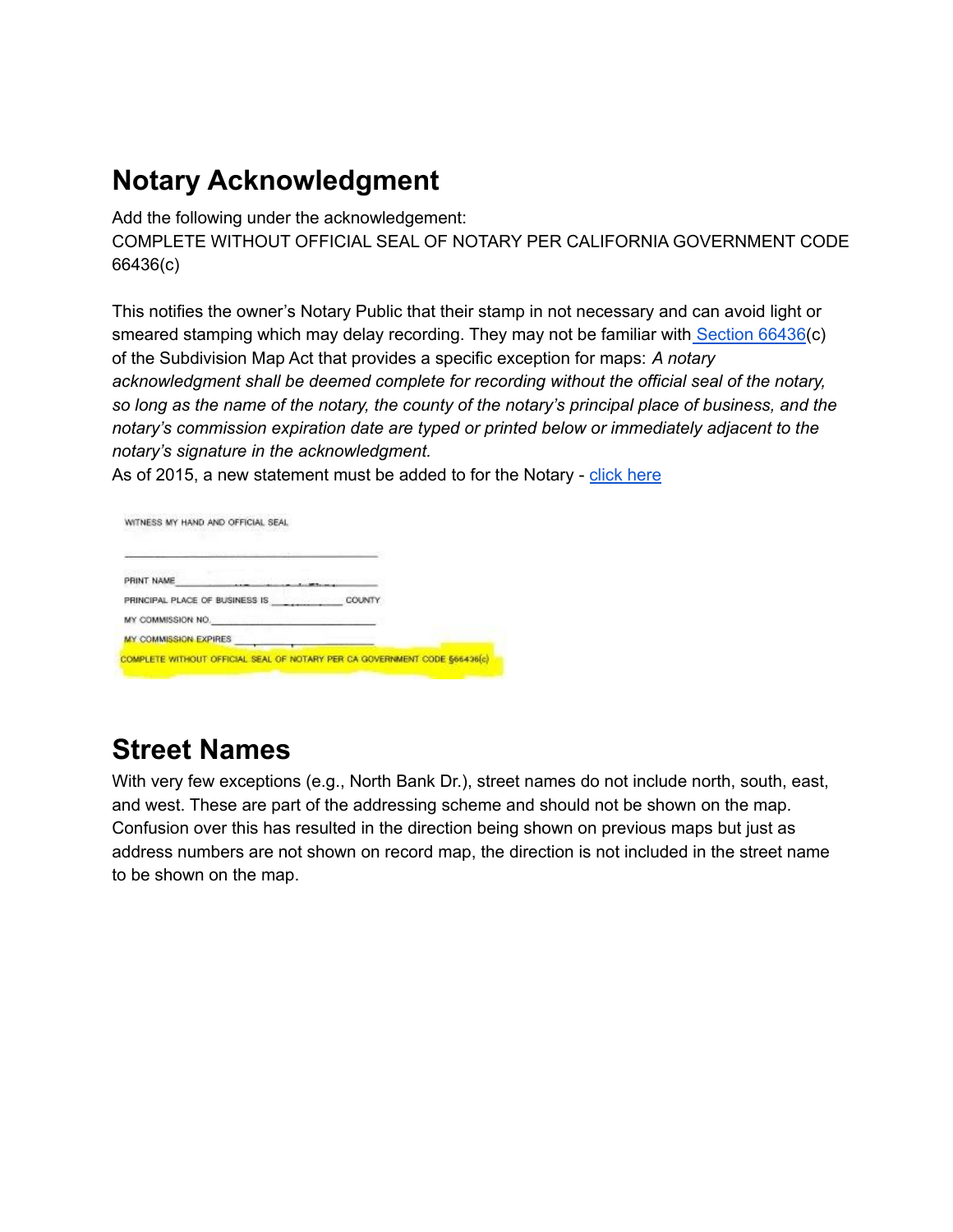## Notary Acknowledgment

Add the following under the acknowledgement:
COMPLETE WITHOUT OFFICIAL SEAL OF NOTARY PER CALIFORNIA GOVERNMENT CODE 66436(c)

This notifies the owner's Notary Public that their stamp in not necessary and can avoid light or smeared stamping which may delay recording. They may not be familiar with Section 66436(c) of the Subdivision Map Act that provides a specific exception for maps: *A notary acknowledgment shall be deemed complete for recording without the official seal of the notary, so long as the name of the notary, the county of the notary's principal place of business, and the notary's commission expiration date are typed or printed below or immediately adjacent to the notary's signature in the acknowledgment.*
As of 2015, a new statement must be added to for the Notary - click here

WITNESS MY HAND AND OFFICIAL SEAL

\_\_\_\_\_\_\_\_\_\_\_\_\_\_\_\_\_\_\_\_\_\_\_\_\_\_\_\_\_\_\_\_

PRINT NAME \_\_\_\_\_\_\_\_\_\_\_\_\_\_\_\_\_\_\_\_\_\_\_\_

PRINCIPAL PLACE OF BUSINESS IS \_\_\_\_\_\_\_\_\_\_ COUNTY

MY COMMISSION NO. \_\_\_\_\_\_\_\_\_\_\_\_\_\_\_\_\_\_\_\_

MY COMMISSION EXPIRES \_\_\_\_\_\_\_\_\_\_\_\_\_\_\_\_\_\_

COMPLETE WITHOUT OFFICIAL SEAL OF NOTARY PER CA GOVERNMENT CODE §66436(c)

## Street Names

With very few exceptions (e.g., North Bank Dr.), street names do not include north, south, east, and west. These are part of the addressing scheme and should not be shown on the map. Confusion over this has resulted in the direction being shown on previous maps but just as address numbers are not shown on record map, the direction is not included in the street name to be shown on the map.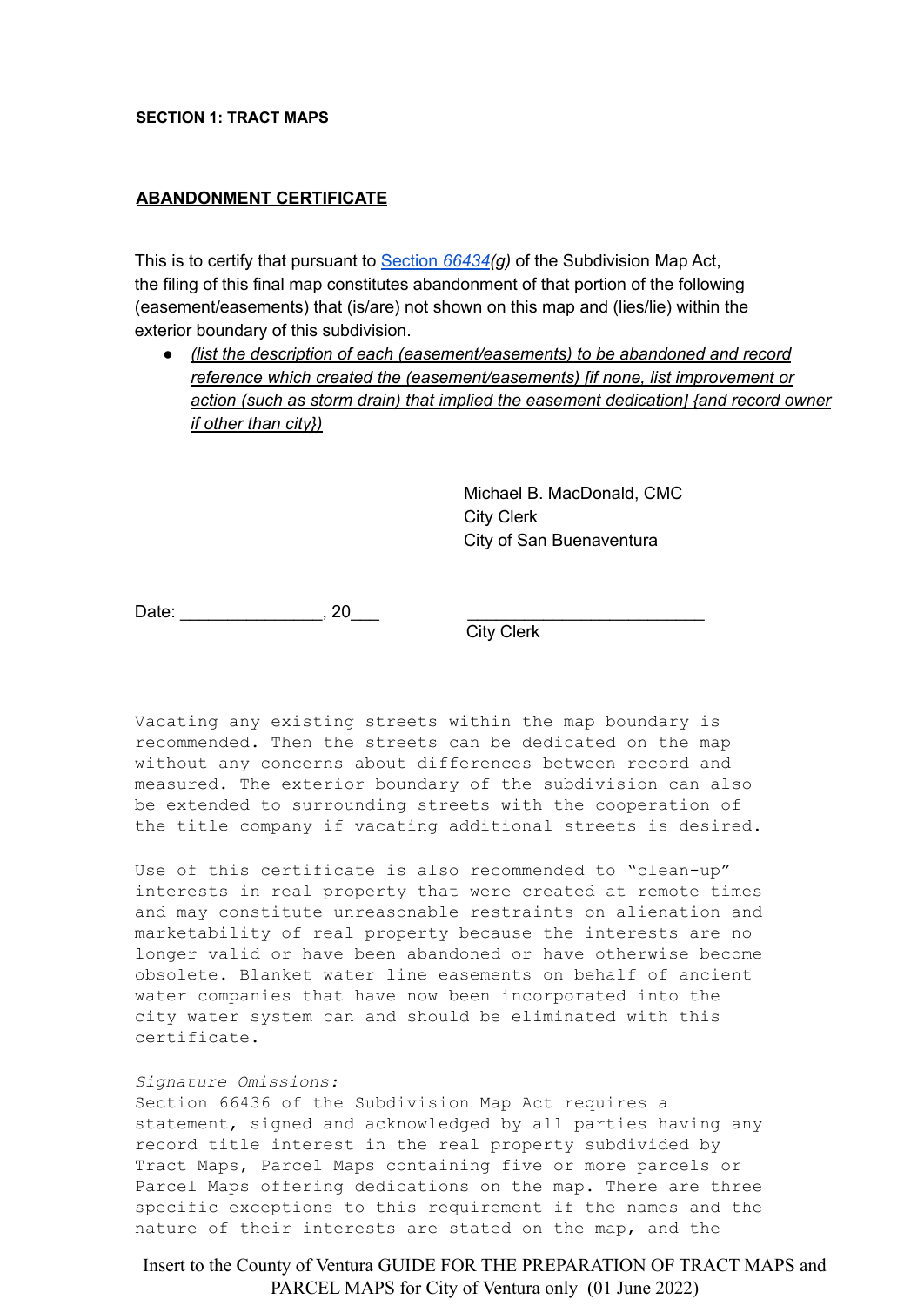**SECTION 1: TRACT MAPS**

**ABANDONMENT CERTIFICATE**

This is to certify that pursuant to [Section *66434*](#)*(g)* of the Subdivision Map Act, the filing of this final map constitutes abandonment of that portion of the following (easement/easements) that (is/are) not shown on this map and (lies/lie) within the exterior boundary of this subdivision.

- *(list the description of each (easement/easements) to be abandoned and record reference which created the (easement/easements) [if none, list improvement or action (such as storm drain) that implied the easement dedication] {and record owner if other than city})*

Michael B. MacDonald, CMC
City Clerk
City of San Buenaventura

Date: _______________, 20___ _________________________
City Clerk

```
Vacating any existing streets within the map boundary is
recommended. Then the streets can be dedicated on the map
without any concerns about differences between record and
measured. The exterior boundary of the subdivision can also
be extended to surrounding streets with the cooperation of
the title company if vacating additional streets is desired.

Use of this certificate is also recommended to "clean-up"
interests in real property that were created at remote times
and may constitute unreasonable restraints on alienation and
marketability of real property because the interests are no
longer valid or have been abandoned or have otherwise become
obsolete. Blanket water line easements on behalf of ancient
water companies that have now been incorporated into the
city water system can and should be eliminated with this
certificate.
```

*Signature Omissions:*

```
Section 66436 of the Subdivision Map Act requires a
statement, signed and acknowledged by all parties having any
record title interest in the real property subdivided by
Tract Maps, Parcel Maps containing five or more parcels or
Parcel Maps offering dedications on the map. There are three
specific exceptions to this requirement if the names and the
nature of their interests are stated on the map, and the
```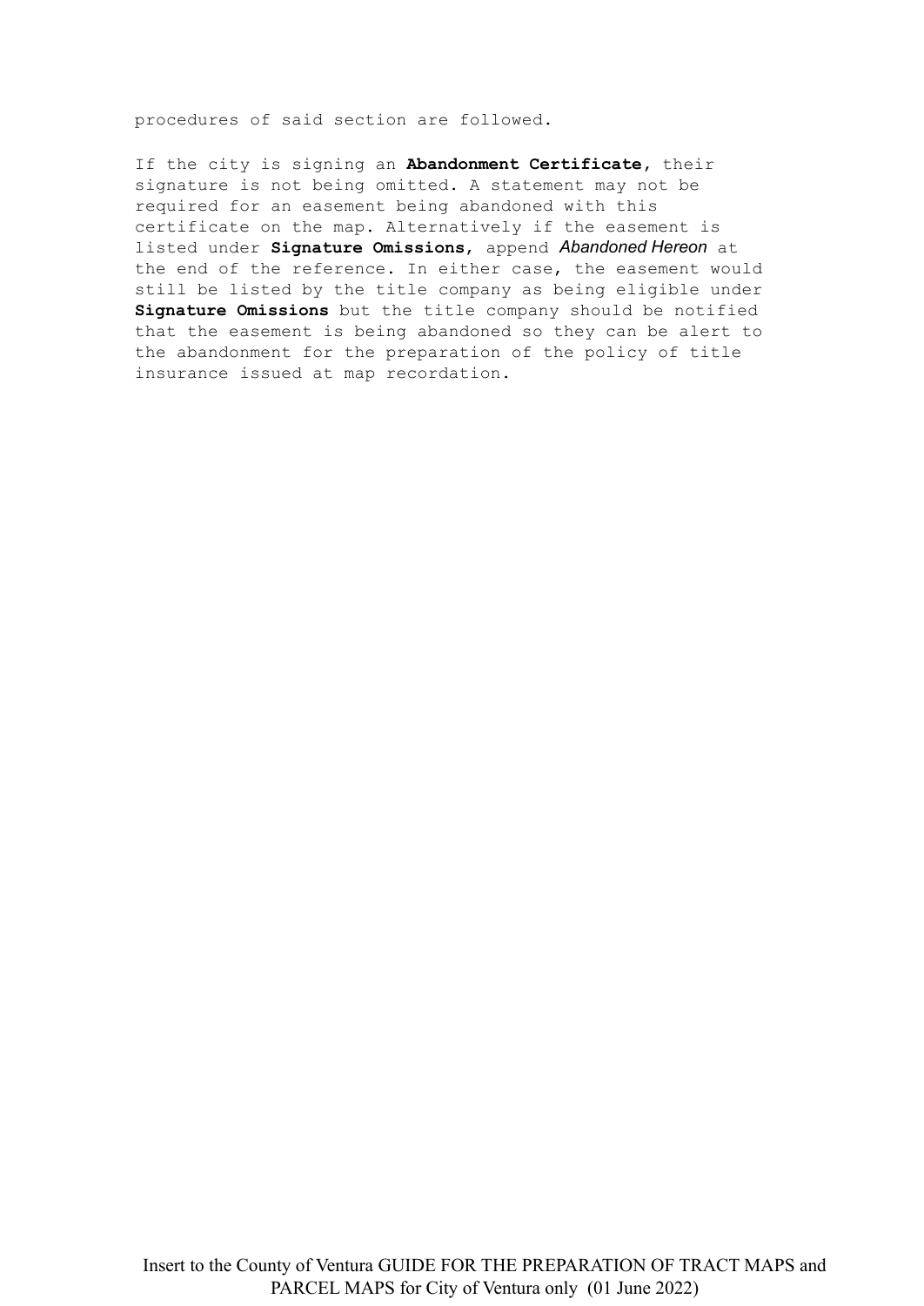procedures of said section are followed.

If the city is signing an **Abandonment Certificate**, their signature is not being omitted. A statement may not be required for an easement being abandoned with this certificate on the map. Alternatively if the easement is listed under **Signature Omissions**, append *Abandoned Hereon* at the end of the reference. In either case, the easement would still be listed by the title company as being eligible under **Signature Omissions** but the title company should be notified that the easement is being abandoned so they can be alert to the abandonment for the preparation of the policy of title insurance issued at map recordation.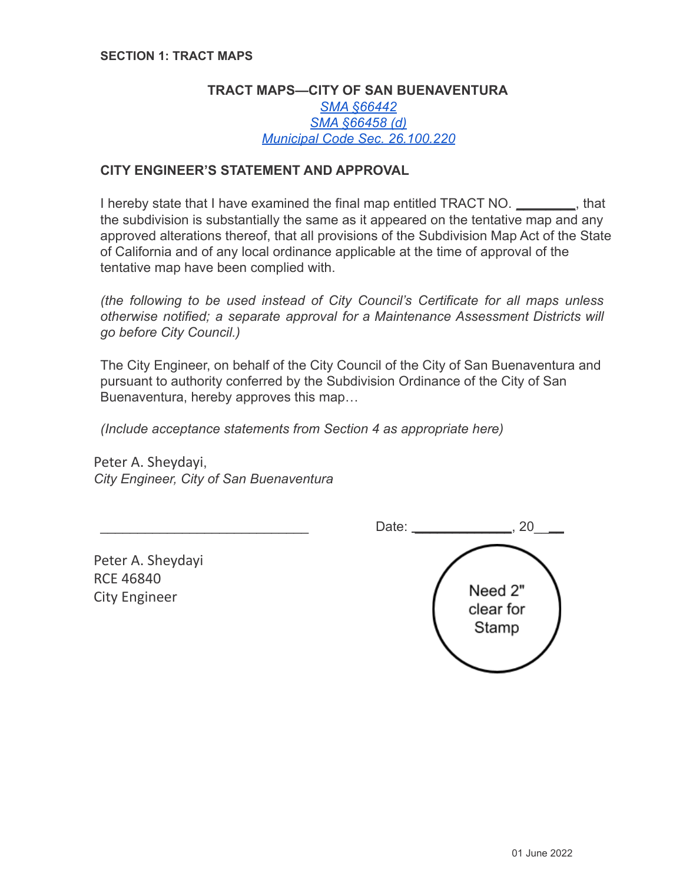**SECTION 1: TRACT MAPS**

## TRACT MAPS—CITY OF SAN BUENAVENTURA

*SMA §66442*
*SMA §66458 (d)*
*Municipal Code Sec. 26.100.220*

### CITY ENGINEER'S STATEMENT AND APPROVAL

I hereby state that I have examined the final map entitled TRACT NO. ________, that the subdivision is substantially the same as it appeared on the tentative map and any approved alterations thereof, that all provisions of the Subdivision Map Act of the State of California and of any local ordinance applicable at the time of approval of the tentative map have been complied with.

*(the following to be used instead of City Council's Certificate for all maps unless otherwise notified; a separate approval for a Maintenance Assessment Districts will go before City Council.)*

The City Engineer, on behalf of the City Council of the City of San Buenaventura and pursuant to authority conferred by the Subdivision Ordinance of the City of San Buenaventura, hereby approves this map…

*(Include acceptance statements from Section 4 as appropriate here)*

Peter A. Sheydayi,
*City Engineer, City of San Buenaventura*

___________________________ Date: _____________, 20____

Peter A. Sheydayi
RCE 46840
City Engineer

Need 2" clear for Stamp

01 June 2022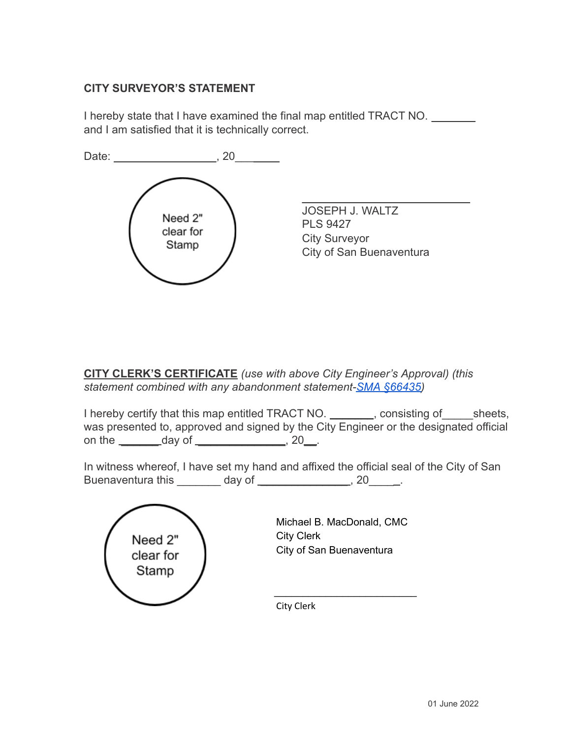**CITY SURVEYOR'S STATEMENT**

I hereby state that I have examined the final map entitled TRACT NO. _______ and I am satisfied that it is technically correct.

Date: ________________, 20_______

Need 2" clear for Stamp

_______________________________
JOSEPH J. WALTZ
PLS 9427
City Surveyor
City of San Buenaventura

**CITY CLERK'S CERTIFICATE** *(use with above City Engineer's Approval) (this statement combined with any abandonment statement-[SMA §66435](#))*

I hereby certify that this map entitled TRACT NO. _______, consisting of_____sheets, was presented to, approved and signed by the City Engineer or the designated official on the _______day of ______________, 20__.

In witness whereof, I have set my hand and affixed the official seal of the City of San Buenaventura this _______ day of ______________, 20_____.

Need 2" clear for Stamp

Michael B. MacDonald, CMC
City Clerk
City of San Buenaventura

_______________________________
City Clerk

01 June 2022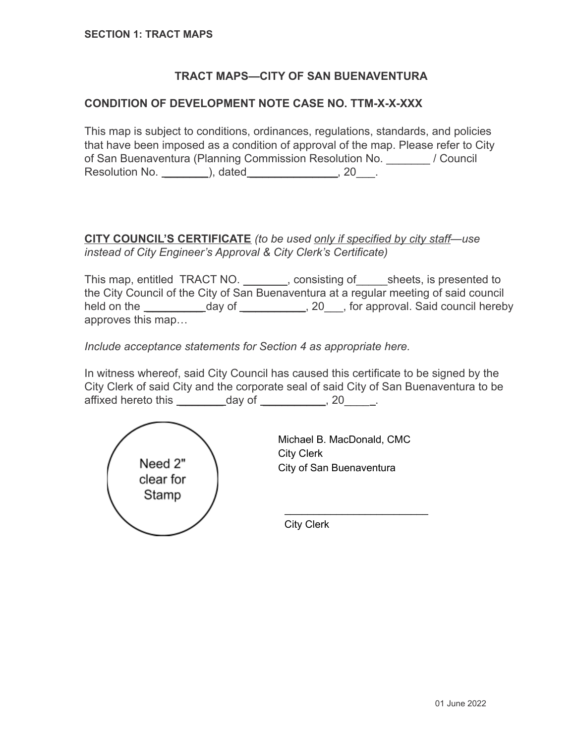**SECTION 1: TRACT MAPS**

## TRACT MAPS—CITY OF SAN BUENAVENTURA

### CONDITION OF DEVELOPMENT NOTE CASE NO. TTM-X-X-XXX

This map is subject to conditions, ordinances, regulations, standards, and policies that have been imposed as a condition of approval of the map. Please refer to City of San Buenaventura (Planning Commission Resolution No. _______ / Council Resolution No. ________), dated_______________, 20___.

**CITY COUNCIL'S CERTIFICATE** *(to be used only if specified by city staff—use instead of City Engineer's Approval & City Clerk's Certificate)*

This map, entitled TRACT NO. _______, consisting of_____sheets, is presented to the City Council of the City of San Buenaventura at a regular meeting of said council held on the __________day of ___________, 20___, for approval. Said council hereby approves this map…

*Include acceptance statements for Section 4 as appropriate here.*

In witness whereof, said City Council has caused this certificate to be signed by the City Clerk of said City and the corporate seal of said City of San Buenaventura to be affixed hereto this ________day of ___________, 20_____.

Need 2" clear for Stamp

Michael B. MacDonald, CMC
City Clerk
City of San Buenaventura

_________________________
City Clerk

01 June 2022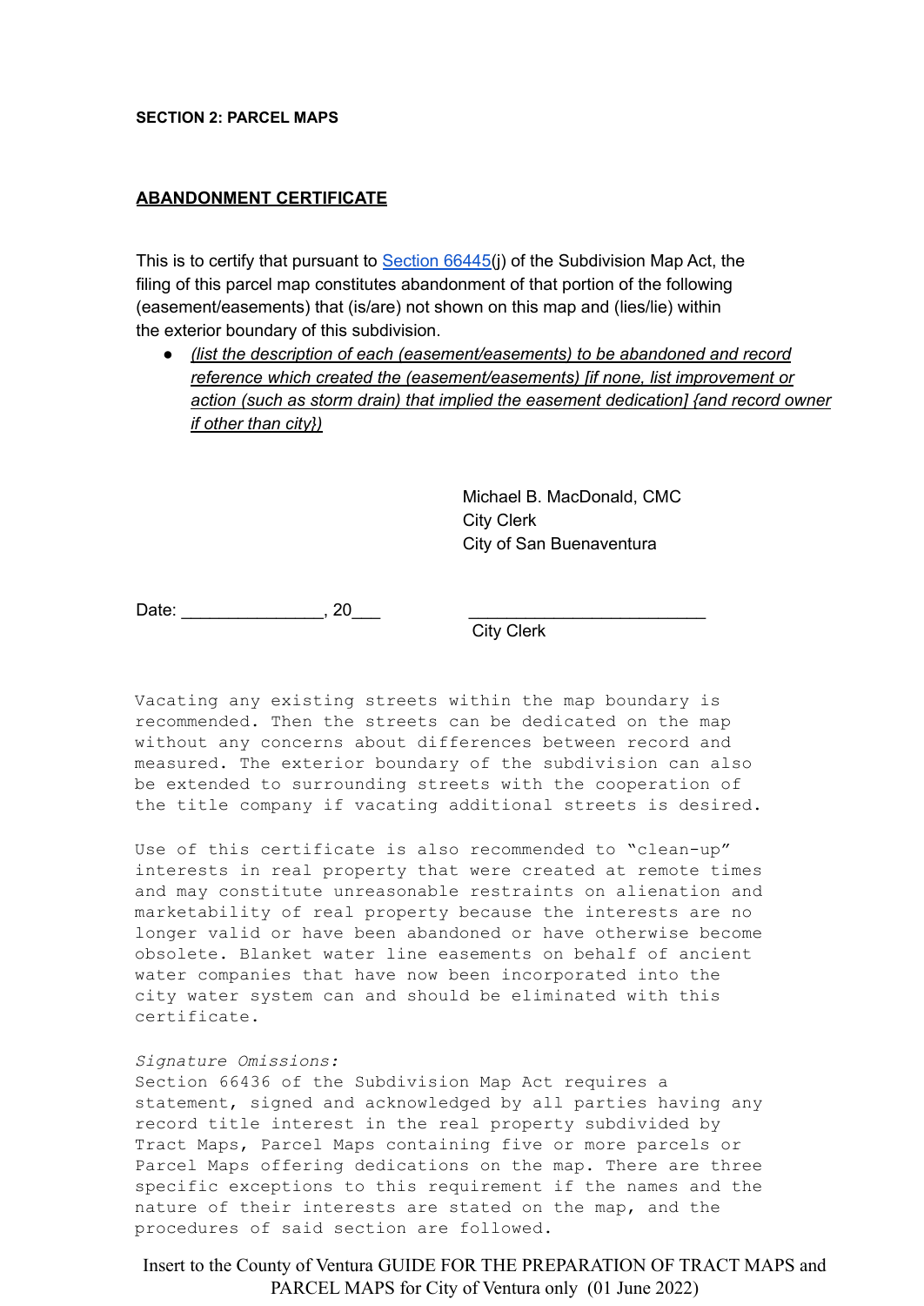**SECTION 2: PARCEL MAPS**

## ABANDONMENT CERTIFICATE

This is to certify that pursuant to [Section 66445](j) of the Subdivision Map Act, the filing of this parcel map constitutes abandonment of that portion of the following (easement/easements) that (is/are) not shown on this map and (lies/lie) within the exterior boundary of this subdivision.

- *(list the description of each (easement/easements) to be abandoned and record reference which created the (easement/easements) [if none, list improvement or action (such as storm drain) that implied the easement dedication] {and record owner if other than city})*

Michael B. MacDonald, CMC
City Clerk
City of San Buenaventura

Date: _______________, 20___ _________________________
City Clerk

```
Vacating any existing streets within the map boundary is
recommended. Then the streets can be dedicated on the map
without any concerns about differences between record and
measured. The exterior boundary of the subdivision can also
be extended to surrounding streets with the cooperation of
the title company if vacating additional streets is desired.

Use of this certificate is also recommended to "clean-up"
interests in real property that were created at remote times
and may constitute unreasonable restraints on alienation and
marketability of real property because the interests are no
longer valid or have been abandoned or have otherwise become
obsolete. Blanket water line easements on behalf of ancient
water companies that have now been incorporated into the
city water system can and should be eliminated with this
certificate.
```

*Signature Omissions:*

```
Section 66436 of the Subdivision Map Act requires a
statement, signed and acknowledged by all parties having any
record title interest in the real property subdivided by
Tract Maps, Parcel Maps containing five or more parcels or
Parcel Maps offering dedications on the map. There are three
specific exceptions to this requirement if the names and the
nature of their interests are stated on the map, and the
procedures of said section are followed.
```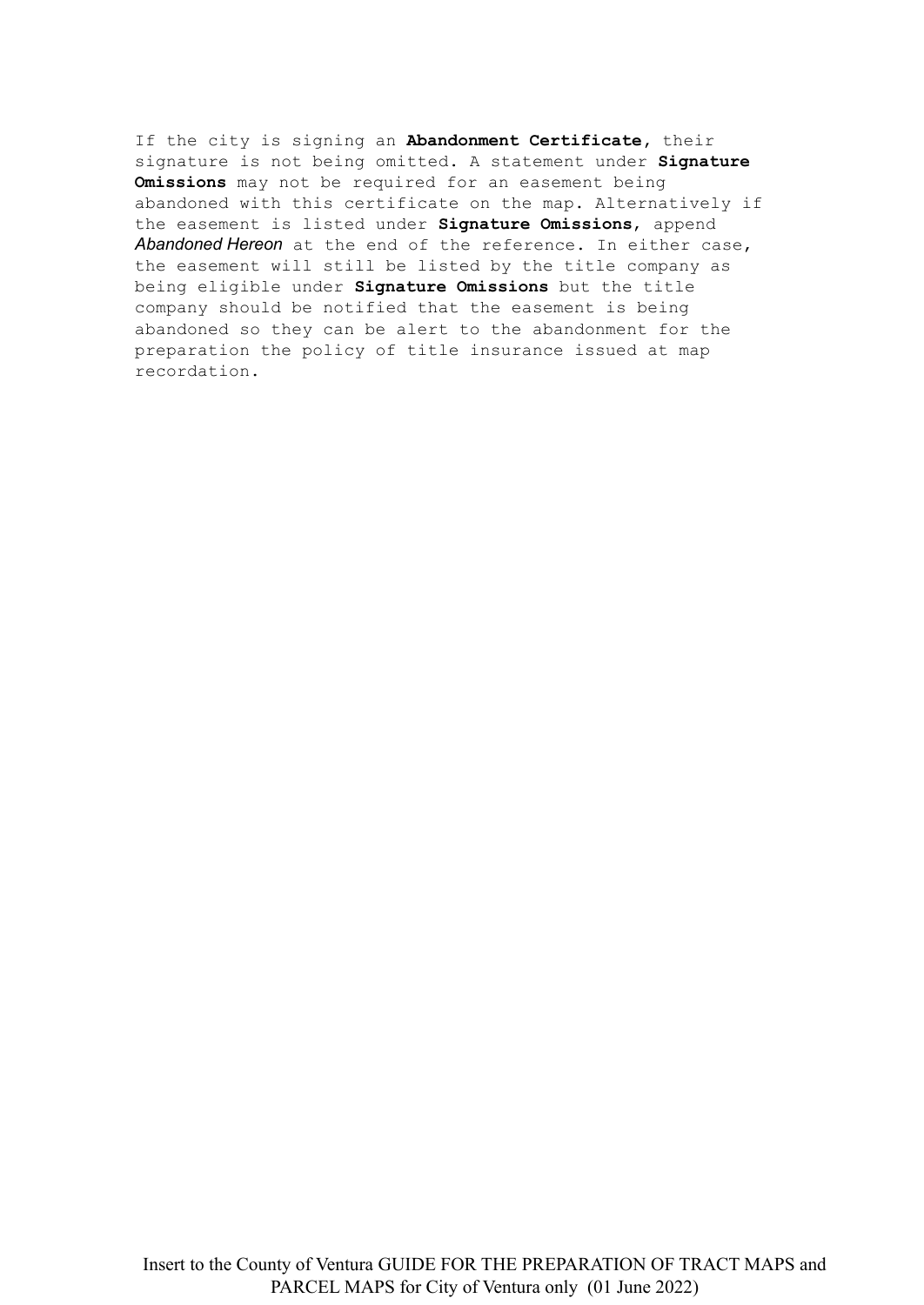If the city is signing an **Abandonment Certificate**, their signature is not being omitted. A statement under **Signature Omissions** may not be required for an easement being abandoned with this certificate on the map. Alternatively if the easement is listed under **Signature Omissions**, append *Abandoned Hereon* at the end of the reference. In either case, the easement will still be listed by the title company as being eligible under **Signature Omissions** but the title company should be notified that the easement is being abandoned so they can be alert to the abandonment for the preparation the policy of title insurance issued at map recordation.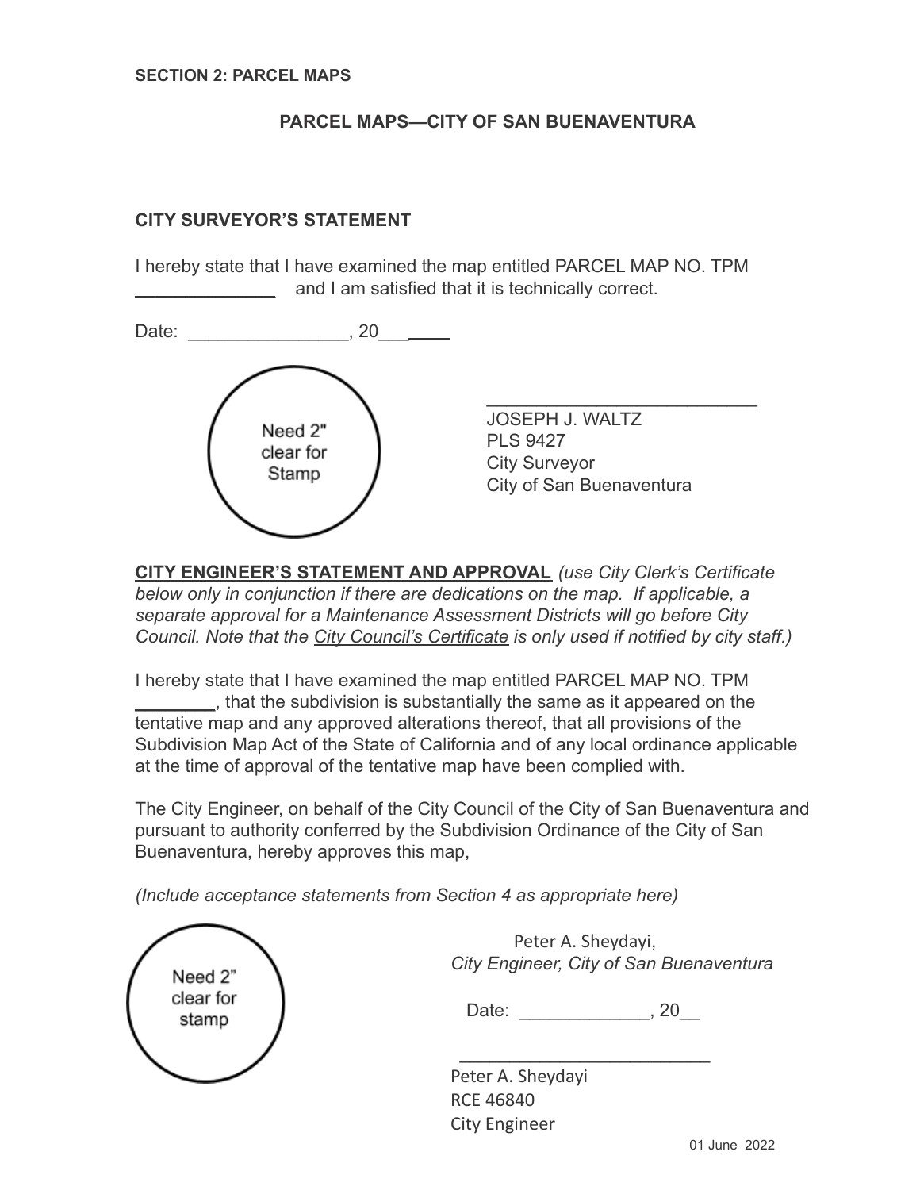**SECTION 2: PARCEL MAPS**

## PARCEL MAPS—CITY OF SAN BUENAVENTURA

### CITY SURVEYOR'S STATEMENT

I hereby state that I have examined the map entitled PARCEL MAP NO. TPM ______________ and I am satisfied that it is technically correct.

Date: ________________, 20_______

Need 2" clear for Stamp

___________________________
JOSEPH J. WALTZ
PLS 9427
City Surveyor
City of San Buenaventura

**CITY ENGINEER'S STATEMENT AND APPROVAL** *(use City Clerk's Certificate below only in conjunction if there are dedications on the map. If applicable, a separate approval for a Maintenance Assessment Districts will go before City Council. Note that the City Council's Certificate is only used if notified by city staff.)*

I hereby state that I have examined the map entitled PARCEL MAP NO. TPM ________, that the subdivision is substantially the same as it appeared on the tentative map and any approved alterations thereof, that all provisions of the Subdivision Map Act of the State of California and of any local ordinance applicable at the time of approval of the tentative map have been complied with.

The City Engineer, on behalf of the City Council of the City of San Buenaventura and pursuant to authority conferred by the Subdivision Ordinance of the City of San Buenaventura, hereby approves this map,

*(Include acceptance statements from Section 4 as appropriate here)*

Need 2" clear for stamp

Peter A. Sheydayi,
*City Engineer, City of San Buenaventura*

Date: _____________, 20__

___________________________
Peter A. Sheydayi
RCE 46840
City Engineer

01 June 2022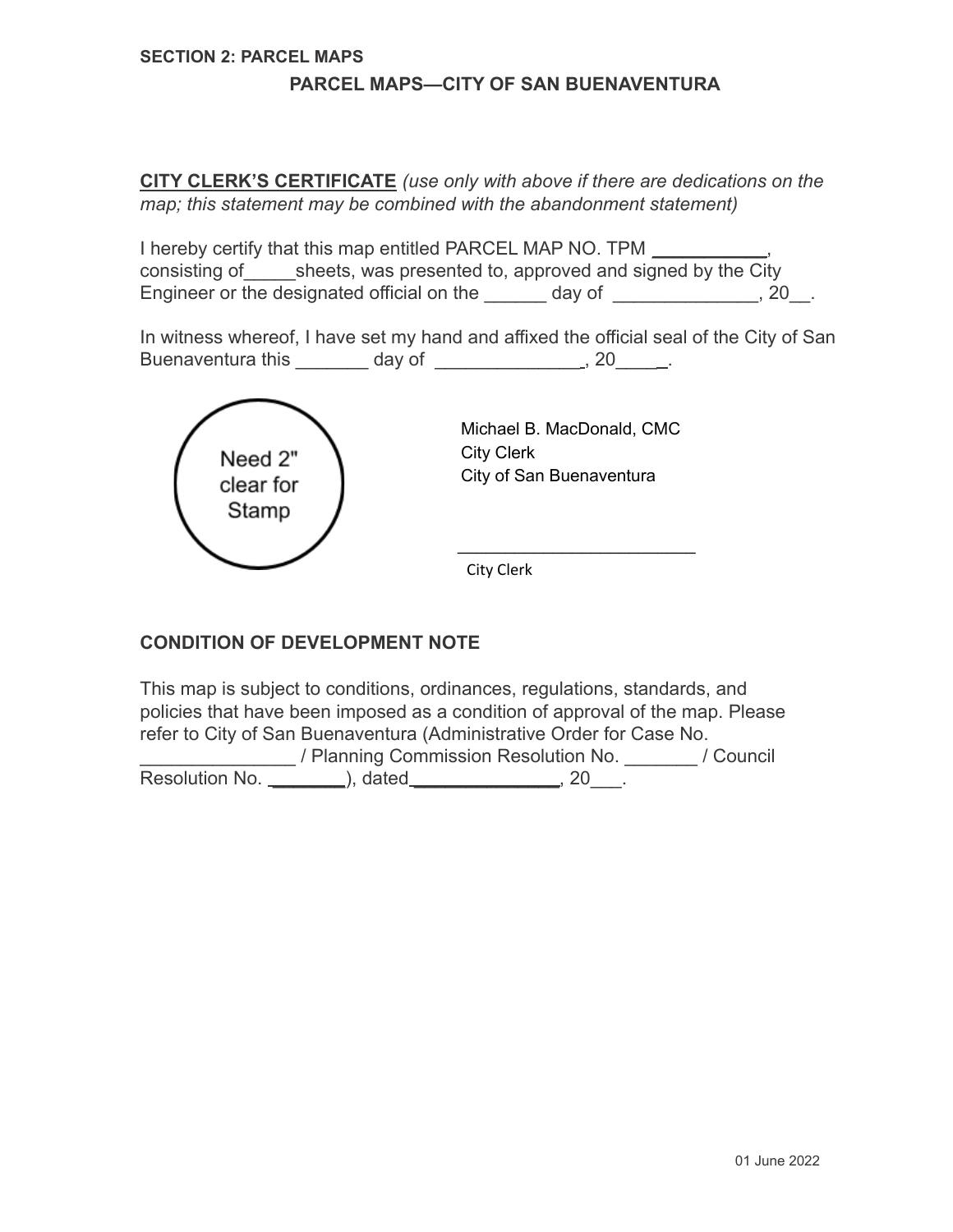**SECTION 2: PARCEL MAPS**

## PARCEL MAPS—CITY OF SAN BUENAVENTURA

**CITY CLERK'S CERTIFICATE** *(use only with above if there are dedications on the map; this statement may be combined with the abandonment statement)*

I hereby certify that this map entitled PARCEL MAP NO. TPM ___________, consisting of_____sheets, was presented to, approved and signed by the City Engineer or the designated official on the ______ day of ______________, 20__.

In witness whereof, I have set my hand and affixed the official seal of the City of San Buenaventura this _______ day of ______________, 20_____.

Need 2" clear for Stamp

Michael B. MacDonald, CMC
City Clerk
City of San Buenaventura

_________________________
City Clerk

**CONDITION OF DEVELOPMENT NOTE**

This map is subject to conditions, ordinances, regulations, standards, and policies that have been imposed as a condition of approval of the map. Please refer to City of San Buenaventura (Administrative Order for Case No. _______________ / Planning Commission Resolution No. _______ / Council Resolution No. ________), dated_______________, 20___.

01 June 2022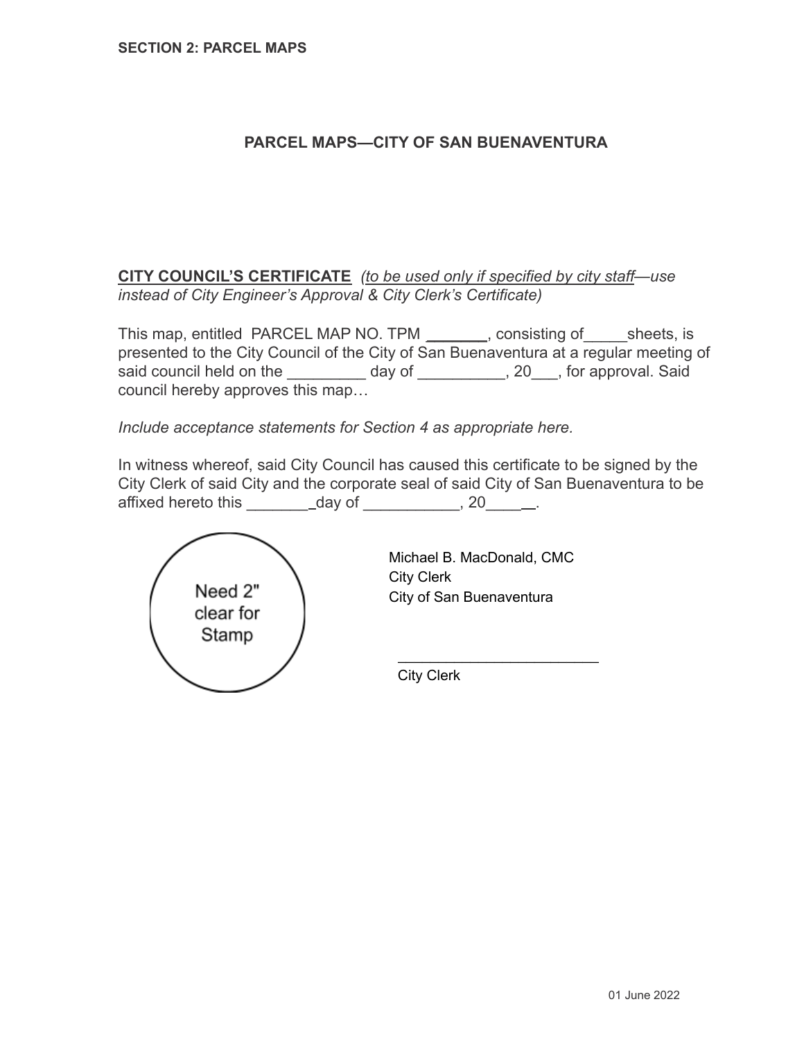**SECTION 2: PARCEL MAPS**

## PARCEL MAPS—CITY OF SAN BUENAVENTURA

**CITY COUNCIL'S CERTIFICATE** *(to be used only if specified by city staff—use instead of City Engineer's Approval & City Clerk's Certificate)*

This map, entitled PARCEL MAP NO. TPM _______, consisting of_____sheets, is presented to the City Council of the City of San Buenaventura at a regular meeting of said council held on the _________ day of __________, 20___, for approval. Said council hereby approves this map…

*Include acceptance statements for Section 4 as appropriate here.*

In witness whereof, said City Council has caused this certificate to be signed by the City Clerk of said City and the corporate seal of said City of San Buenaventura to be affixed hereto this ________day of ___________, 20______.

Need 2" clear for Stamp

Michael B. MacDonald, CMC
City Clerk
City of San Buenaventura

_________________________
City Clerk

01 June 2022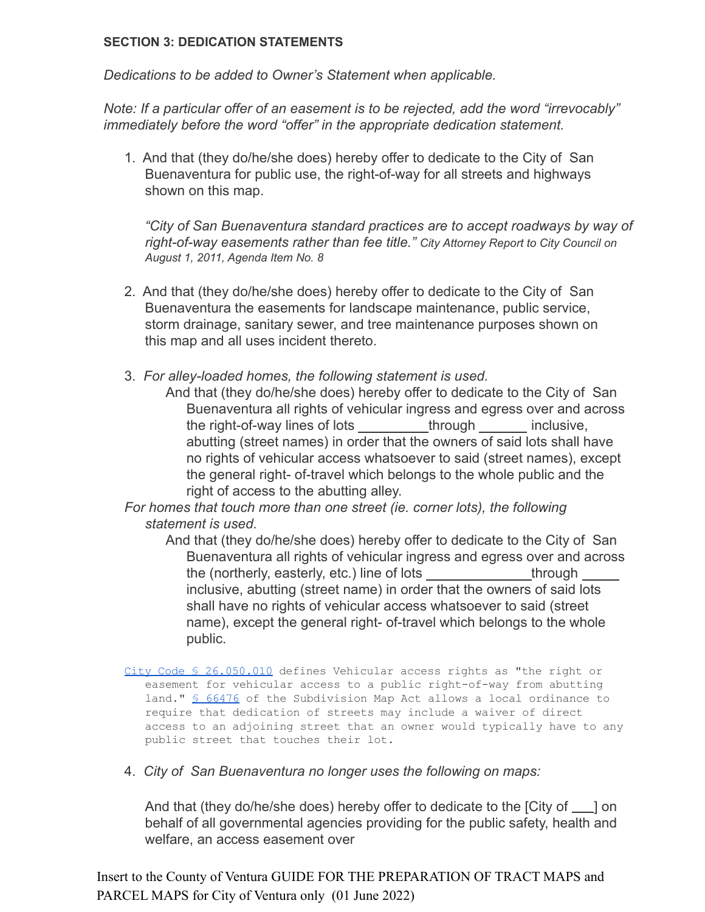**SECTION 3: DEDICATION STATEMENTS**

*Dedications to be added to Owner's Statement when applicable.*

*Note: If a particular offer of an easement is to be rejected, add the word "irrevocably" immediately before the word "offer" in the appropriate dedication statement.*

1. And that (they do/he/she does) hereby offer to dedicate to the City of San Buenaventura for public use, the right-of-way for all streets and highways shown on this map.

   *"City of San Buenaventura standard practices are to accept roadways by way of right-of-way easements rather than fee title."* City Attorney Report to City Council on August 1, 2011, Agenda Item No. 8

2. And that (they do/he/she does) hereby offer to dedicate to the City of San Buenaventura the easements for landscape maintenance, public service, storm drainage, sanitary sewer, and tree maintenance purposes shown on this map and all uses incident thereto.

3. *For alley-loaded homes, the following statement is used.*

   And that (they do/he/she does) hereby offer to dedicate to the City of San Buenaventura all rights of vehicular ingress and egress over and across the right-of-way lines of lots ________ through ______ inclusive, abutting (street names) in order that the owners of said lots shall have no rights of vehicular access whatsoever to said (street names), except the general right- of-travel which belongs to the whole public and the right of access to the abutting alley.

   *For homes that touch more than one street (ie. corner lots), the following statement is used.*

   And that (they do/he/she does) hereby offer to dedicate to the City of San Buenaventura all rights of vehicular ingress and egress over and across the (northerly, easterly, etc.) line of lots ____________ through _____ inclusive, abutting (street name) in order that the owners of said lots shall have no rights of vehicular access whatsoever to said (street name), except the general right- of-travel which belongs to the whole public.

   City Code § 26.050.010 defines Vehicular access rights as "the right or easement for vehicular access to a public right-of-way from abutting land." § 66476 of the Subdivision Map Act allows a local ordinance to require that dedication of streets may include a waiver of direct access to an adjoining street that an owner would typically have to any public street that touches their lot.

4. *City of San Buenaventura no longer uses the following on maps:*

   And that (they do/he/she does) hereby offer to dedicate to the [City of ___] on behalf of all governmental agencies providing for the public safety, health and welfare, an access easement over

Insert to the County of Ventura GUIDE FOR THE PREPARATION OF TRACT MAPS and PARCEL MAPS for City of Ventura only (01 June 2022)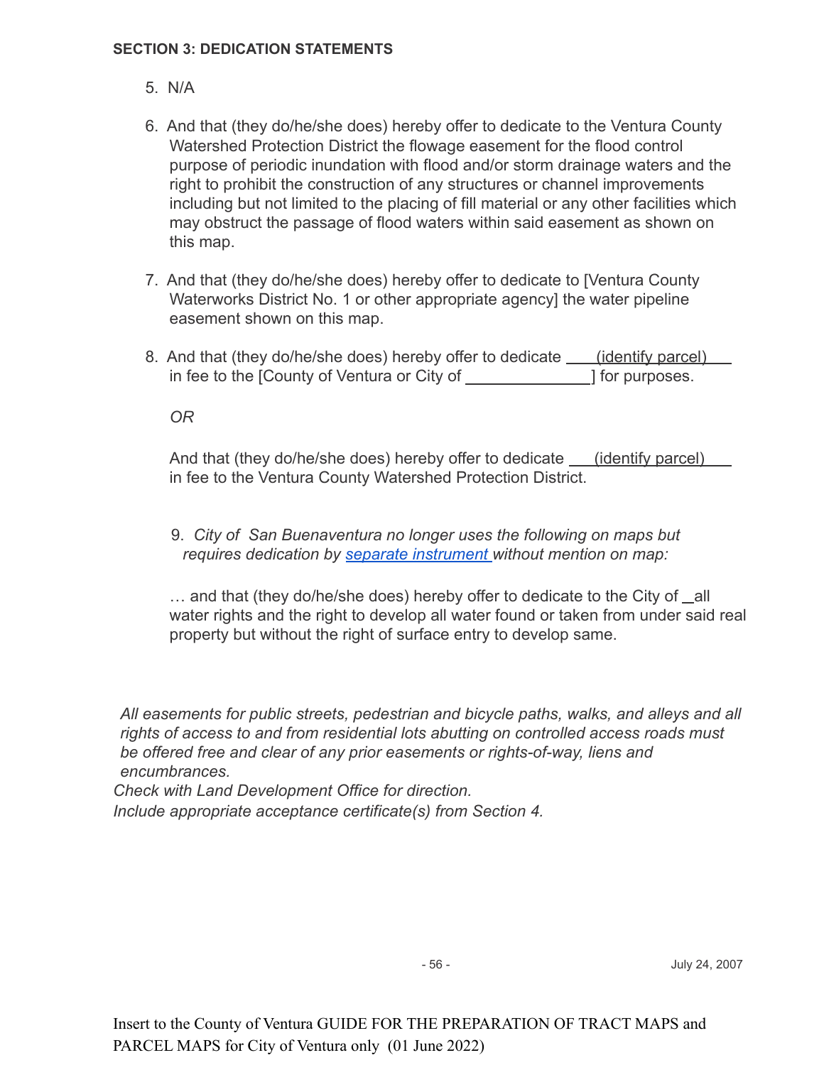**SECTION 3: DEDICATION STATEMENTS**

5. N/A

6. And that (they do/he/she does) hereby offer to dedicate to the Ventura County Watershed Protection District the flowage easement for the flood control purpose of periodic inundation with flood and/or storm drainage waters and the right to prohibit the construction of any structures or channel improvements including but not limited to the placing of fill material or any other facilities which may obstruct the passage of flood waters within said easement as shown on this map.

7. And that (they do/he/she does) hereby offer to dedicate to [Ventura County Waterworks District No. 1 or other appropriate agency] the water pipeline easement shown on this map.

8. And that (they do/he/she does) hereby offer to dedicate ____(identify parcel)___ in fee to the [County of Ventura or City of ______________] for purposes.

   *OR*

   And that (they do/he/she does) hereby offer to dedicate ___(identify parcel)___ in fee to the Ventura County Watershed Protection District.

9. *City of San Buenaventura no longer uses the following on maps but requires dedication by separate instrument without mention on map:*

   … and that (they do/he/she does) hereby offer to dedicate to the City of _all water rights and the right to develop all water found or taken from under said real property but without the right of surface entry to develop same.

*All easements for public streets, pedestrian and bicycle paths, walks, and alleys and all rights of access to and from residential lots abutting on controlled access roads must be offered free and clear of any prior easements or rights-of-way, liens and encumbrances.*
*Check with Land Development Office for direction.*
*Include appropriate acceptance certificate(s) from Section 4.*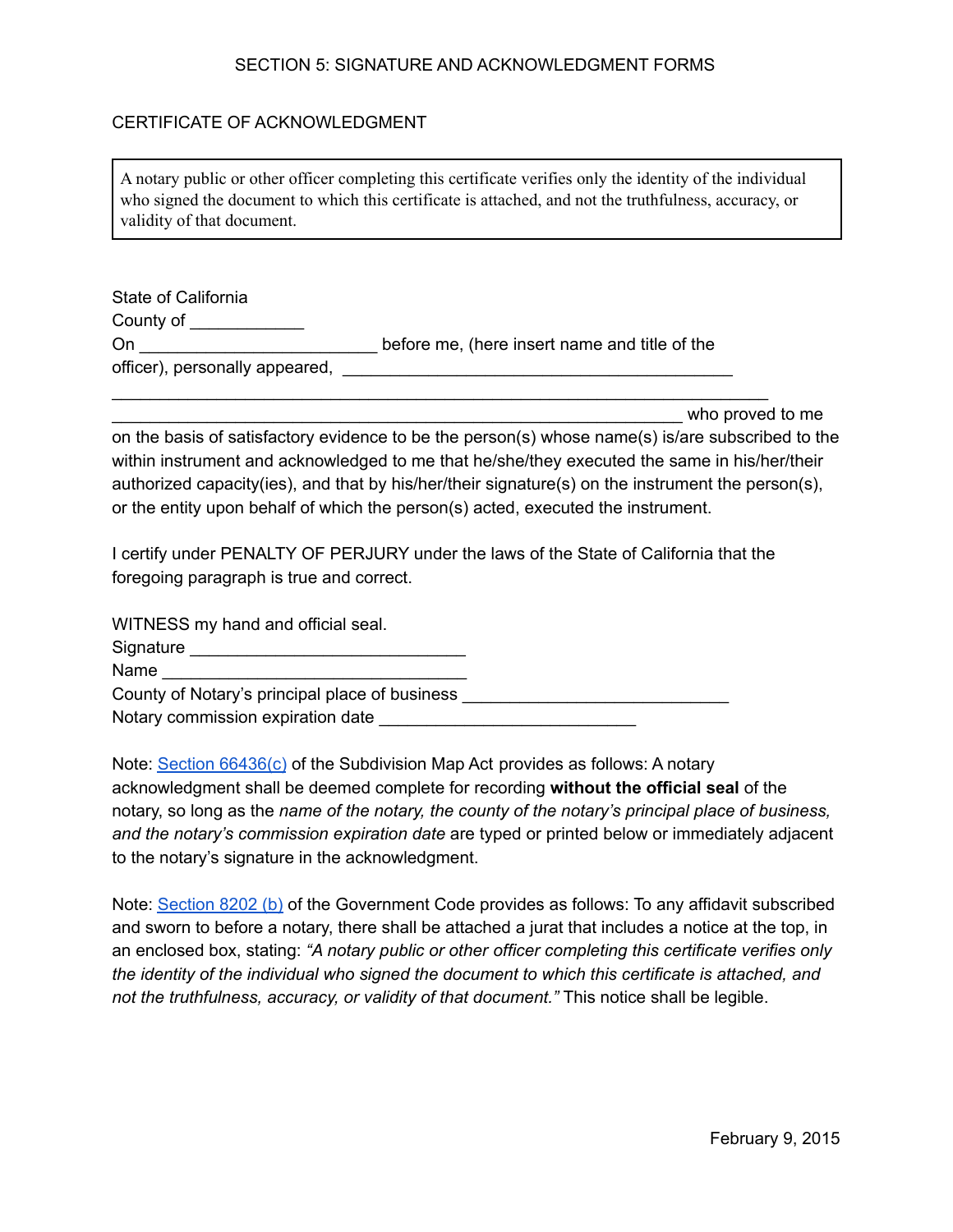SECTION 5: SIGNATURE AND ACKNOWLEDGMENT FORMS

CERTIFICATE OF ACKNOWLEDGMENT

> A notary public or other officer completing this certificate verifies only the identity of the individual who signed the document to which this certificate is attached, and not the truthfulness, accuracy, or validity of that document.

State of California
County of ____________
On ________________________ before me, (here insert name and title of the officer), personally appeared, ________________________________________
________________________________________________________________
______________________________________________________________ who proved to me on the basis of satisfactory evidence to be the person(s) whose name(s) is/are subscribed to the within instrument and acknowledged to me that he/she/they executed the same in his/her/their authorized capacity(ies), and that by his/her/their signature(s) on the instrument the person(s), or the entity upon behalf of which the person(s) acted, executed the instrument.

I certify under PENALTY OF PERJURY under the laws of the State of California that the foregoing paragraph is true and correct.

WITNESS my hand and official seal.
Signature ______________________________
Name _________________________________
County of Notary's principal place of business ___________________________
Notary commission expiration date ___________________________

Note: Section 66436(c) of the Subdivision Map Act provides as follows: A notary acknowledgment shall be deemed complete for recording **without the official seal** of the notary, so long as the *name of the notary, the county of the notary's principal place of business, and the notary's commission expiration date* are typed or printed below or immediately adjacent to the notary's signature in the acknowledgment.

Note: Section 8202 (b) of the Government Code provides as follows: To any affidavit subscribed and sworn to before a notary, there shall be attached a jurat that includes a notice at the top, in an enclosed box, stating: *"A notary public or other officer completing this certificate verifies only the identity of the individual who signed the document to which this certificate is attached, and not the truthfulness, accuracy, or validity of that document."* This notice shall be legible.

February 9, 2015